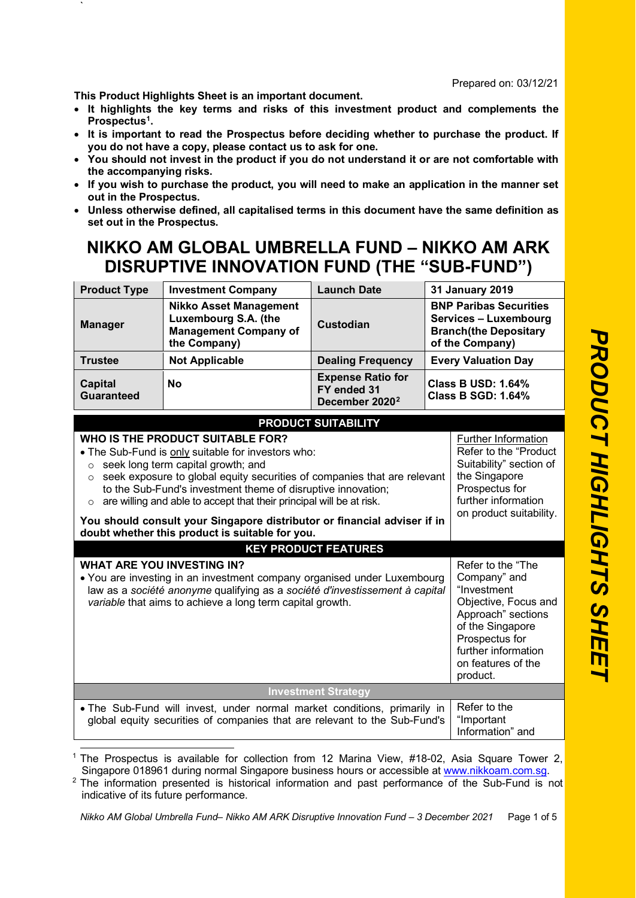Prepared on: 03/12/21

**This Product Highlights Sheet is an important document.**

- **It highlights the key terms and risks of this investment product and complements the Prospectus[1].**
- **It is important to read the Prospectus before deciding whether to purchase the product. If you do not have a copy, please contact us to ask for one.**
- **You should not invest in the product if you do not understand it or are not comfortable with the accompanying risks.**
- **If you wish to purchase the product, you will need to make an application in the manner set out in the Prospectus.**
- **Unless otherwise defined, all capitalised terms in this document have the same definition as set out in the Prospectus.**

# NIKKO AM GLOBAL UMBRELLA FUND – NIKKO AM ARK DISRUPTIVE INNOVATION FUND (THE "SUB-FUND")

| **Product Type** | **Investment Company** | **Launch Date** | **31 January 2019** |
|---|---|---|---|
| **Manager** | **Nikko Asset Management Luxembourg S.A. (the Management Company of the Company)** | **Custodian** | **BNP Paribas Securities Services – Luxembourg Branch(the Depositary of the Company)** |
| **Trustee** | **Not Applicable** | **Dealing Frequency** | **Every Valuation Day** |
| **Capital Guaranteed** | **No** | **Expense Ratio for FY ended 31 December 2020[2]** | **Class B USD: 1.64%** <br> **Class B SGD: 1.64%** |

## PRODUCT SUITABILITY

| | |
|---|---|
| **WHO IS THE PRODUCT SUITABLE FOR?**<br>• The Sub-Fund is only suitable for investors who:<br>○ seek long term capital growth; and<br>○ seek exposure to global equity securities of companies that are relevant to the Sub-Fund's investment theme of disruptive innovation;<br>○ are willing and able to accept that their principal will be at risk.<br><br>**You should consult your Singapore distributor or financial adviser if in doubt whether this product is suitable for you.** | Further Information<br>Refer to the "Product Suitability" section of the Singapore Prospectus for further information on product suitability. |

## KEY PRODUCT FEATURES

| | |
|---|---|
| **WHAT ARE YOU INVESTING IN?**<br>• You are investing in an investment company organised under Luxembourg law as a *société anonyme* qualifying as a *société d'investissement à capital variable* that aims to achieve a long term capital growth. | Refer to the "The Company" and "Investment Objective, Focus and Approach" sections of the Singapore Prospectus for further information on features of the product. |

### Investment Strategy

| | |
|---|---|
| • The Sub-Fund will invest, under normal market conditions, primarily in global equity securities of companies that are relevant to the Sub-Fund's | Refer to the "Important Information" and |

[1] The Prospectus is available for collection from 12 Marina View, #18-02, Asia Square Tower 2, Singapore 018961 during normal Singapore business hours or accessible at www.nikkoam.com.sg.

[2] The information presented is historical information and past performance of the Sub-Fund is not indicative of its future performance.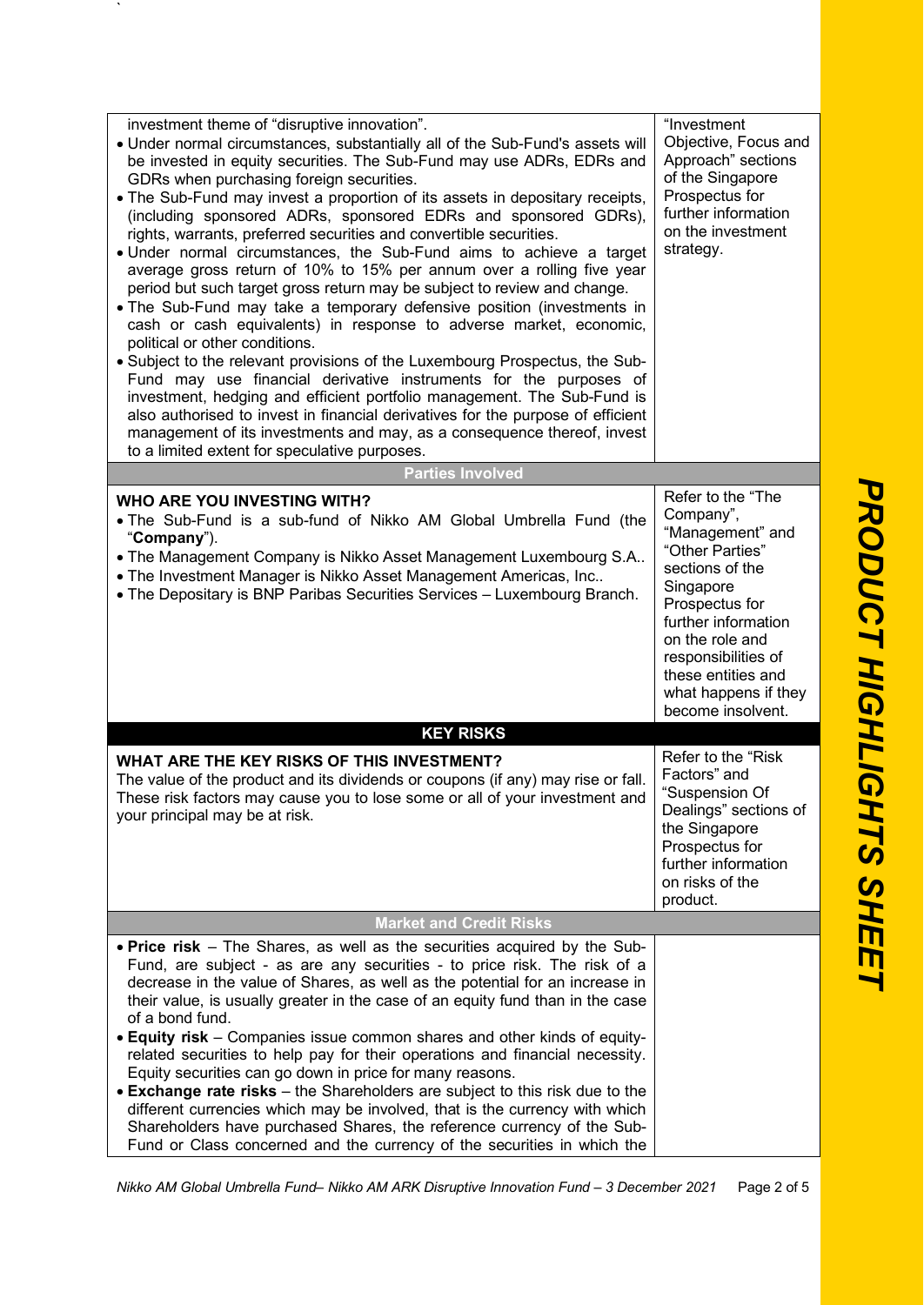| | |
|---|---|
| investment theme of "disruptive innovation".<br>• Under normal circumstances, substantially all of the Sub-Fund's assets will be invested in equity securities. The Sub-Fund may use ADRs, EDRs and GDRs when purchasing foreign securities.<br>• The Sub-Fund may invest a proportion of its assets in depositary receipts, (including sponsored ADRs, sponsored EDRs and sponsored GDRs), rights, warrants, preferred securities and convertible securities.<br>• Under normal circumstances, the Sub-Fund aims to achieve a target average gross return of 10% to 15% per annum over a rolling five year period but such target gross return may be subject to review and change.<br>• The Sub-Fund may take a temporary defensive position (investments in cash or cash equivalents) in response to adverse market, economic, political or other conditions.<br>• Subject to the relevant provisions of the Luxembourg Prospectus, the Sub-Fund may use financial derivative instruments for the purposes of investment, hedging and efficient portfolio management. The Sub-Fund is also authorised to invest in financial derivatives for the purpose of efficient management of its investments and may, as a consequence thereof, invest to a limited extent for speculative purposes. | "Investment Objective, Focus and Approach" sections of the Singapore Prospectus for further information on the investment strategy. |
| **Parties Involved** | |
| **WHO ARE YOU INVESTING WITH?**<br>• The Sub-Fund is a sub-fund of Nikko AM Global Umbrella Fund (the "**Company**").<br>• The Management Company is Nikko Asset Management Luxembourg S.A..<br>• The Investment Manager is Nikko Asset Management Americas, Inc..<br>• The Depositary is BNP Paribas Securities Services – Luxembourg Branch. | Refer to the "The Company", "Management" and "Other Parties" sections of the Singapore Prospectus for further information on the role and responsibilities of these entities and what happens if they become insolvent. |
| **KEY RISKS** | |
| **WHAT ARE THE KEY RISKS OF THIS INVESTMENT?**<br>The value of the product and its dividends or coupons (if any) may rise or fall. These risk factors may cause you to lose some or all of your investment and your principal may be at risk. | Refer to the "Risk Factors" and "Suspension Of Dealings" sections of the Singapore Prospectus for further information on risks of the product. |
| **Market and Credit Risks** | |
| • **Price risk** – The Shares, as well as the securities acquired by the Sub-Fund, are subject - as are any securities - to price risk. The risk of a decrease in the value of Shares, as well as the potential for an increase in their value, is usually greater in the case of an equity fund than in the case of a bond fund.<br>• **Equity risk** – Companies issue common shares and other kinds of equity-related securities to help pay for their operations and financial necessity. Equity securities can go down in price for many reasons.<br>• **Exchange rate risks** – the Shareholders are subject to this risk due to the different currencies which may be involved, that is the currency with which Shareholders have purchased Shares, the reference currency of the Sub-Fund or Class concerned and the currency of the securities in which the | |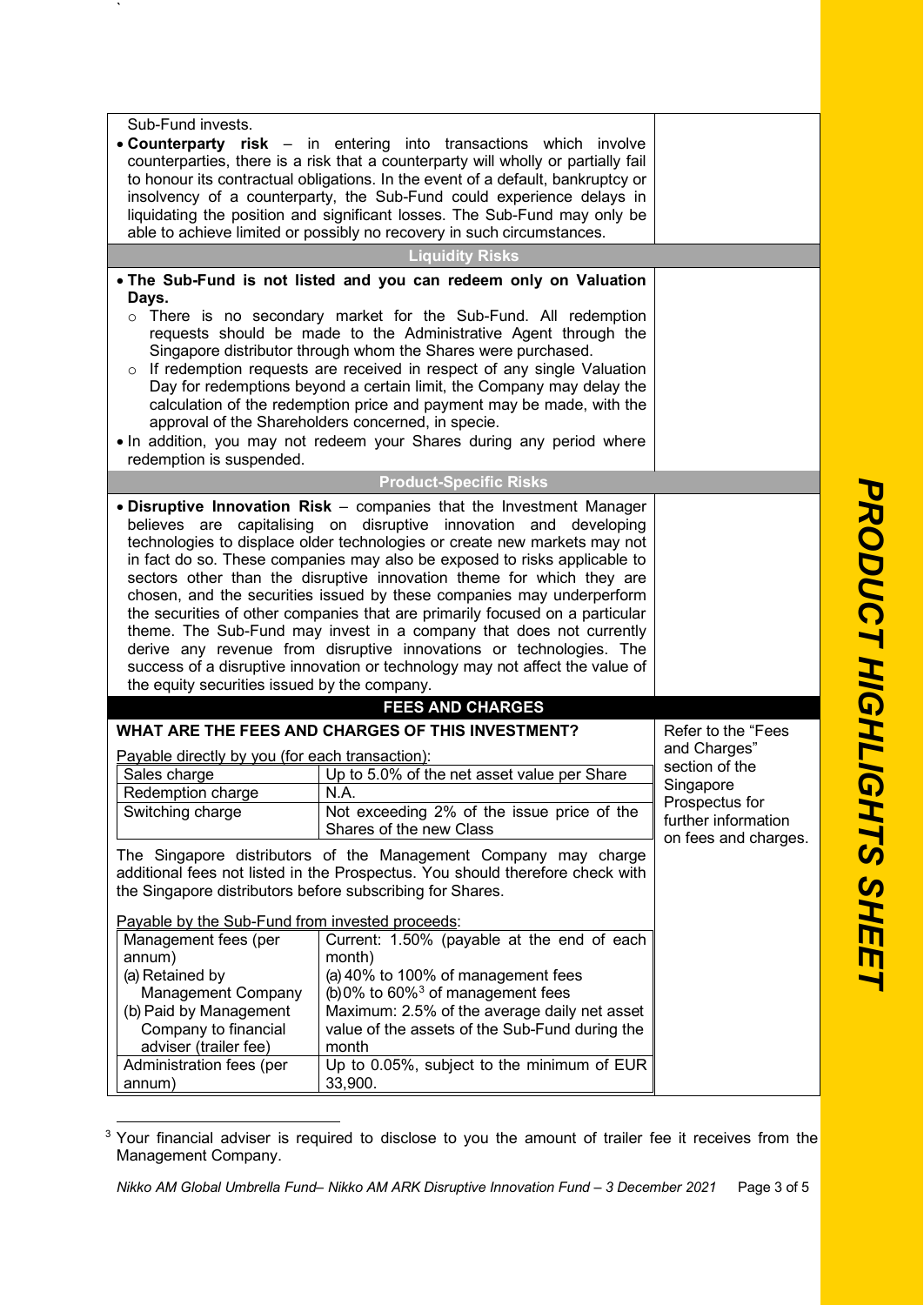Sub-Fund invests.

- **Counterparty risk** – in entering into transactions which involve counterparties, there is a risk that a counterparty will wholly or partially fail to honour its contractual obligations. In the event of a default, bankruptcy or insolvency of a counterparty, the Sub-Fund could experience delays in liquidating the position and significant losses. The Sub-Fund may only be able to achieve limited or possibly no recovery in such circumstances.

### Liquidity Risks

- **The Sub-Fund is not listed and you can redeem only on Valuation Days.**
  - There is no secondary market for the Sub-Fund. All redemption requests should be made to the Administrative Agent through the Singapore distributor through whom the Shares were purchased.
  - If redemption requests are received in respect of any single Valuation Day for redemptions beyond a certain limit, the Company may delay the calculation of the redemption price and payment may be made, with the approval of the Shareholders concerned, in specie.
- In addition, you may not redeem your Shares during any period where redemption is suspended.

### Product-Specific Risks

- **Disruptive Innovation Risk** – companies that the Investment Manager believes are capitalising on disruptive innovation and developing technologies to displace older technologies or create new markets may not in fact do so. These companies may also be exposed to risks applicable to sectors other than the disruptive innovation theme for which they are chosen, and the securities issued by these companies may underperform the securities of other companies that are primarily focused on a particular theme. The Sub-Fund may invest in a company that does not currently derive any revenue from disruptive innovations or technologies. The success of a disruptive innovation or technology may not affect the value of the equity securities issued by the company.

## FEES AND CHARGES

### WHAT ARE THE FEES AND CHARGES OF THIS INVESTMENT?

Refer to the "Fees and Charges" section of the Singapore Prospectus for further information on fees and charges.

Payable directly by you (for each transaction):

| Sales charge | Up to 5.0% of the net asset value per Share |
|---|---|
| Redemption charge | N.A. |
| Switching charge | Not exceeding 2% of the issue price of the Shares of the new Class |

The Singapore distributors of the Management Company may charge additional fees not listed in the Prospectus. You should therefore check with the Singapore distributors before subscribing for Shares.

Payable by the Sub-Fund from invested proceeds:

| Management fees (per annum)<br>(a) Retained by Management Company<br>(b) Paid by Management Company to financial adviser (trailer fee) | Current: 1.50% (payable at the end of each month)<br>(a) 40% to 100% of management fees<br>(b) 0% to 60%[3] of management fees<br>Maximum: 2.5% of the average daily net asset value of the assets of the Sub-Fund during the month |
|---|---|
| Administration fees (per annum) | Up to 0.05%, subject to the minimum of EUR 33,900. |

[3] Your financial adviser is required to disclose to you the amount of trailer fee it receives from the Management Company.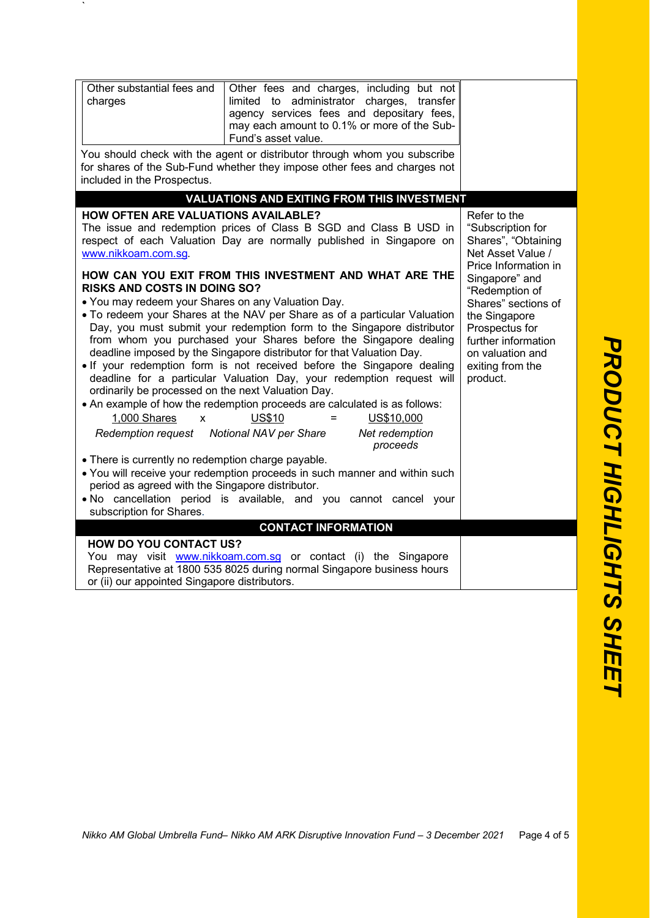| Other substantial fees and charges | Other fees and charges, including but not limited to administrator charges, transfer agency services fees and depositary fees, may each amount to 0.1% or more of the Sub-Fund's asset value. |
|---|---|

You should check with the agent or distributor through whom you subscribe for shares of the Sub-Fund whether they impose other fees and charges not included in the Prospectus.

## VALUATIONS AND EXITING FROM THIS INVESTMENT

### HOW OFTEN ARE VALUATIONS AVAILABLE?

The issue and redemption prices of Class B SGD and Class B USD in respect of each Valuation Day are normally published in Singapore on www.nikkoam.com.sg.

### HOW CAN YOU EXIT FROM THIS INVESTMENT AND WHAT ARE THE RISKS AND COSTS IN DOING SO?

- You may redeem your Shares on any Valuation Day.
- To redeem your Shares at the NAV per Share as of a particular Valuation Day, you must submit your redemption form to the Singapore distributor from whom you purchased your Shares before the Singapore dealing deadline imposed by the Singapore distributor for that Valuation Day.
- If your redemption form is not received before the Singapore dealing deadline for a particular Valuation Day, your redemption request will ordinarily be processed on the next Valuation Day.
- An example of how the redemption proceeds are calculated is as follows:

| 1,000 Shares | x | US$10 | = | US$10,000 |
|---|---|---|---|---|
| *Redemption request* | | *Notional NAV per Share* | | *Net redemption proceeds* |

- There is currently no redemption charge payable.
- You will receive your redemption proceeds in such manner and within such period as agreed with the Singapore distributor.
- No cancellation period is available, and you cannot cancel your subscription for Shares.

Refer to the "Subscription for Shares", "Obtaining Net Asset Value / Price Information in Singapore" and "Redemption of Shares" sections of the Singapore Prospectus for further information on valuation and exiting from the product.

## CONTACT INFORMATION

### HOW DO YOU CONTACT US?

You may visit www.nikkoam.com.sg or contact (i) the Singapore Representative at 1800 535 8025 during normal Singapore business hours or (ii) our appointed Singapore distributors.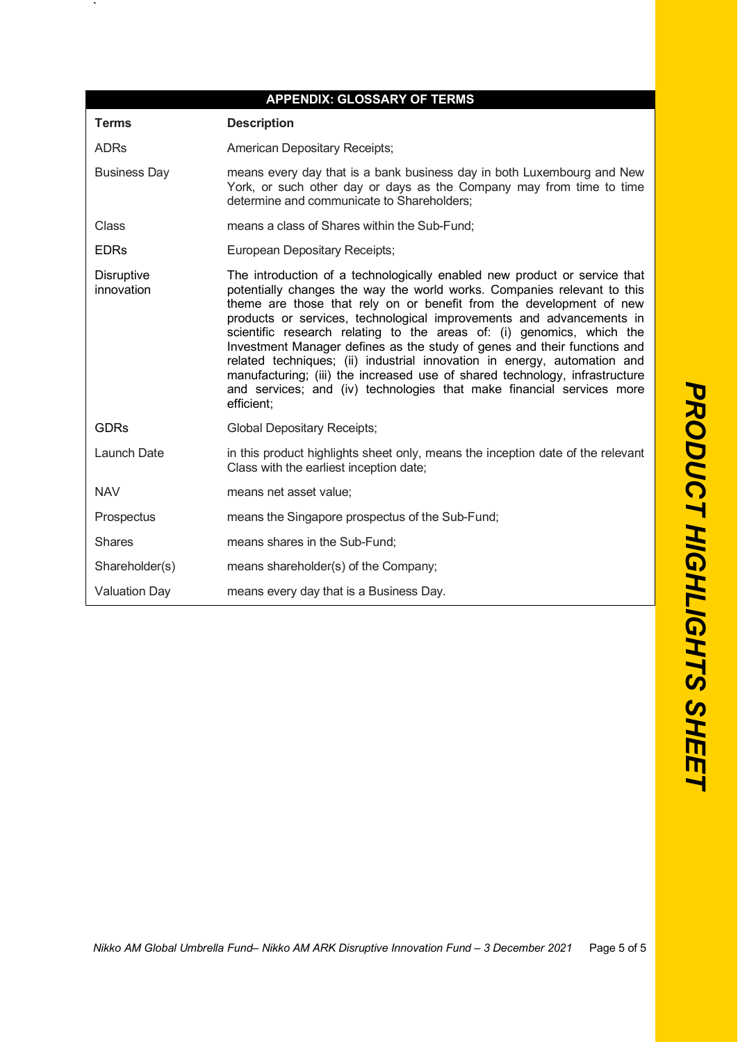## APPENDIX: GLOSSARY OF TERMS

| Terms | Description |
|---|---|
| ADRs | American Depositary Receipts; |
| Business Day | means every day that is a bank business day in both Luxembourg and New York, or such other day or days as the Company may from time to time determine and communicate to Shareholders; |
| Class | means a class of Shares within the Sub-Fund; |
| EDRs | European Depositary Receipts; |
| Disruptive innovation | The introduction of a technologically enabled new product or service that potentially changes the way the world works. Companies relevant to this theme are those that rely on or benefit from the development of new products or services, technological improvements and advancements in scientific research relating to the areas of: (i) genomics, which the Investment Manager defines as the study of genes and their functions and related techniques; (ii) industrial innovation in energy, automation and manufacturing; (iii) the increased use of shared technology, infrastructure and services; and (iv) technologies that make financial services more efficient; |
| GDRs | Global Depositary Receipts; |
| Launch Date | in this product highlights sheet only, means the inception date of the relevant Class with the earliest inception date; |
| NAV | means net asset value; |
| Prospectus | means the Singapore prospectus of the Sub-Fund; |
| Shares | means shares in the Sub-Fund; |
| Shareholder(s) | means shareholder(s) of the Company; |
| Valuation Day | means every day that is a Business Day. |